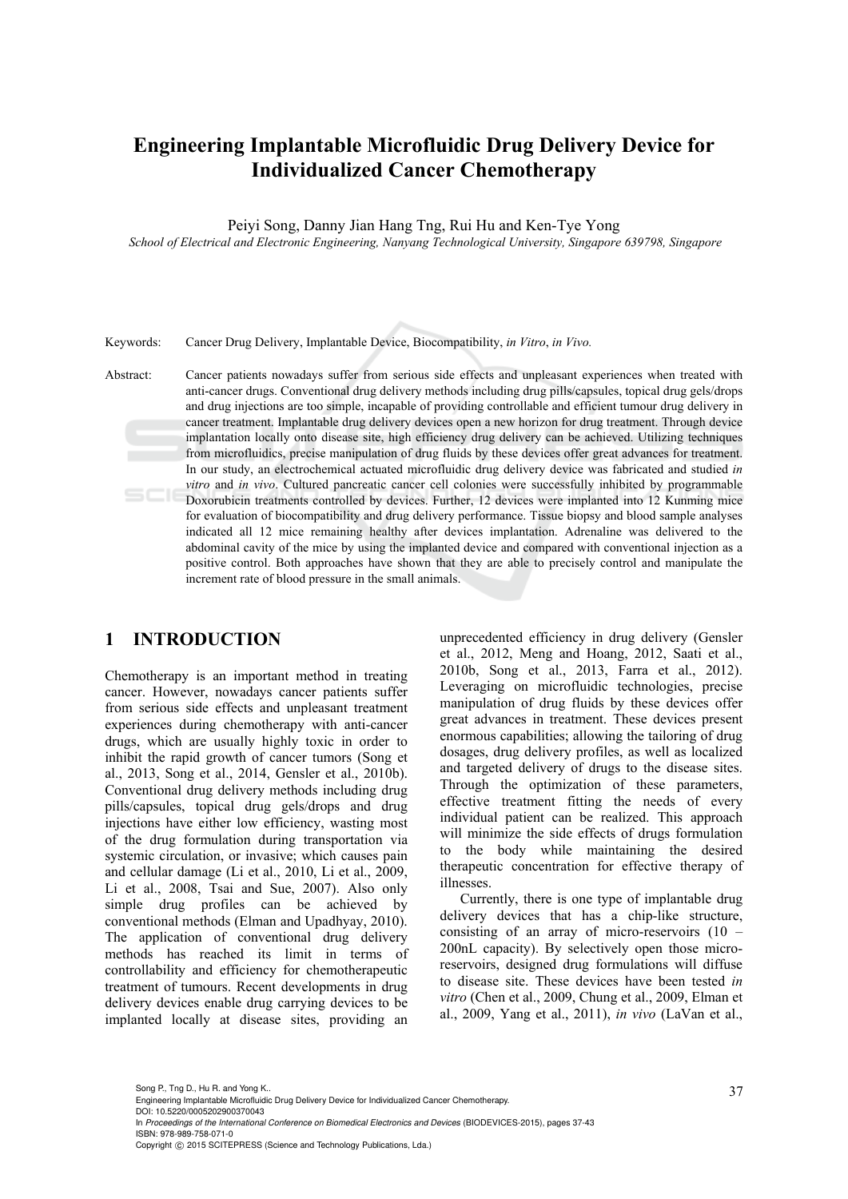# Engineering Implantable Microfluidic Drug Delivery Device for Individualized Cancer Chemotherapy

Peiyi Song, Danny Jian Hang Tng, Rui Hu and Ken-Tye Yong

*School of Electrical and Electronic Engineering, Nanyang Technological University, Singapore 639798, Singapore*

Keywords: Cancer Drug Delivery, Implantable Device, Biocompatibility, *in Vitro*, *in Vivo.*

Abstract: Cancer patients nowadays suffer from serious side effects and unpleasant experiences when treated with anti-cancer drugs. Conventional drug delivery methods including drug pills/capsules, topical drug gels/drops and drug injections are too simple, incapable of providing controllable and efficient tumour drug delivery in cancer treatment. Implantable drug delivery devices open a new horizon for drug treatment. Through device implantation locally onto disease site, high efficiency drug delivery can be achieved. Utilizing techniques from microfluidics, precise manipulation of drug fluids by these devices offer great advances for treatment. In our study, an electrochemical actuated microfluidic drug delivery device was fabricated and studied *in vitro* and *in vivo*. Cultured pancreatic cancer cell colonies were successfully inhibited by programmable Doxorubicin treatments controlled by devices. Further, 12 devices were implanted into 12 Kunming mice for evaluation of biocompatibility and drug delivery performance. Tissue biopsy and blood sample analyses indicated all 12 mice remaining healthy after devices implantation. Adrenaline was delivered to the abdominal cavity of the mice by using the implanted device and compared with conventional injection as a positive control. Both approaches have shown that they are able to precisely control and manipulate the increment rate of blood pressure in the small animals.

## 1 INTRODUCTION

Chemotherapy is an important method in treating cancer. However, nowadays cancer patients suffer from serious side effects and unpleasant treatment experiences during chemotherapy with anti-cancer drugs, which are usually highly toxic in order to inhibit the rapid growth of cancer tumors (Song et al., 2013, Song et al., 2014, Gensler et al., 2010b). Conventional drug delivery methods including drug pills/capsules, topical drug gels/drops and drug injections have either low efficiency, wasting most of the drug formulation during transportation via systemic circulation, or invasive; which causes pain and cellular damage (Li et al., 2010, Li et al., 2009, Li et al., 2008, Tsai and Sue, 2007). Also only simple drug profiles can be achieved by conventional methods (Elman and Upadhyay, 2010). The application of conventional drug delivery methods has reached its limit in terms of controllability and efficiency for chemotherapeutic treatment of tumours. Recent developments in drug delivery devices enable drug carrying devices to be implanted locally at disease sites, providing an unprecedented efficiency in drug delivery (Gensler et al., 2012, Meng and Hoang, 2012, Saati et al., 2010b, Song et al., 2013, Farra et al., 2012). Leveraging on microfluidic technologies, precise manipulation of drug fluids by these devices offer great advances in treatment. These devices present enormous capabilities; allowing the tailoring of drug dosages, drug delivery profiles, as well as localized and targeted delivery of drugs to the disease sites. Through the optimization of these parameters, effective treatment fitting the needs of every individual patient can be realized. This approach will minimize the side effects of drugs formulation to the body while maintaining the desired therapeutic concentration for effective therapy of illnesses.

Currently, there is one type of implantable drug delivery devices that has a chip-like structure, consisting of an array of micro-reservoirs (10 – 200nL capacity). By selectively open those micro-reservoirs, designed drug formulations will diffuse to disease site. These devices have been tested *in vitro* (Chen et al., 2009, Chung et al., 2009, Elman et al., 2009, Yang et al., 2011), *in vivo* (LaVan et al.,

Song P., Tng D., Hu R. and Yong K..
Engineering Implantable Microfluidic Drug Delivery Device for Individualized Cancer Chemotherapy.
DOI: 10.5220/0005202900370043
In *Proceedings of the International Conference on Biomedical Electronics and Devices* (BIODEVICES-2015), pages 37-43
ISBN: 978-989-758-071-0
Copyright © 2015 SCITEPRESS (Science and Technology Publications, Lda.)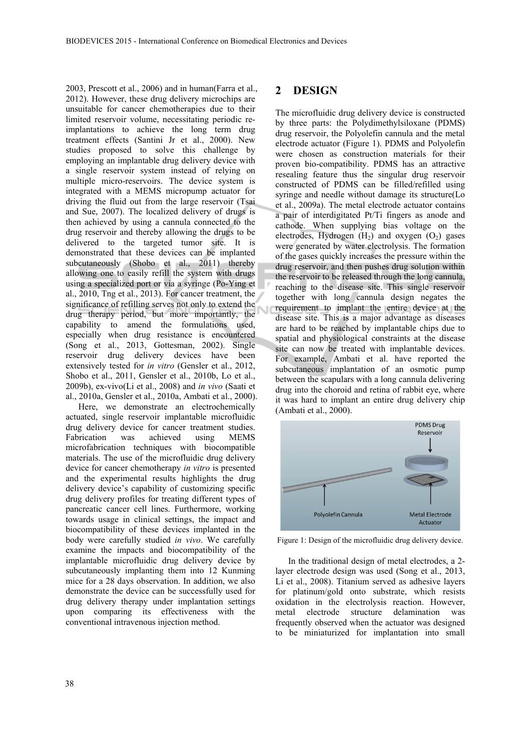2003, Prescott et al., 2006) and in human(Farra et al., 2012). However, these drug delivery microchips are unsuitable for cancer chemotherapies due to their limited reservoir volume, necessitating periodic re-implantations to achieve the long term drug treatment effects (Santini Jr et al., 2000). New studies proposed to solve this challenge by employing an implantable drug delivery device with a single reservoir system instead of relying on multiple micro-reservoirs. The device system is integrated with a MEMS micropump actuator for driving the fluid out from the large reservoir (Tsai and Sue, 2007). The localized delivery of drugs is then achieved by using a cannula connected to the drug reservoir and thereby allowing the drugs to be delivered to the targeted tumor site. It is demonstrated that these devices can be implanted subcutaneously (Shobo et al., 2011) thereby allowing one to easily refill the system with drugs using a specialized port or via a syringe (Po-Ying et al., 2010, Tng et al., 2013). For cancer treatment, the significance of refilling serves not only to extend the drug therapy period, but more importantly, the capability to amend the formulations used, especially when drug resistance is encountered (Song et al., 2013, Gottesman, 2002). Single reservoir drug delivery devices have been extensively tested for *in vitro* (Gensler et al., 2012, Shobo et al., 2011, Gensler et al., 2010b, Lo et al., 2009b), ex-vivo(Li et al., 2008) and *in vivo* (Saati et al., 2010a, Gensler et al., 2010a, Ambati et al., 2000).

Here, we demonstrate an electrochemically actuated, single reservoir implantable microfluidic drug delivery device for cancer treatment studies. Fabrication was achieved using MEMS microfabrication techniques with biocompatible materials. The use of the microfluidic drug delivery device for cancer chemotherapy *in vitro* is presented and the experimental results highlight the drug delivery device's capability of customizing specific drug delivery profiles for treating different types of pancreatic cancer cell lines. Furthermore, working towards usage in clinical settings, the impact and biocompatibility of these devices implanted in the body were carefully studied *in vivo*. We carefully examine the impacts and biocompatibility of the implantable microfluidic drug delivery device by subcutaneously implanting them into 12 Kunming mice for a 28 days observation. In addition, we also demonstrate the device can be successfully used for drug delivery therapy under implantation settings upon comparing its effectiveness with the conventional intravenous injection method.

## 2 DESIGN

The microfluidic drug delivery device is constructed by three parts: the Polydimethylsiloxane (PDMS) drug reservoir, the Polyolefin cannula and the metal electrode actuator (Figure 1). PDMS and Polyolefin were chosen as construction materials for their proven bio-compatibility. PDMS has an attractive resealing feature thus the singular drug reservoir constructed of PDMS can be filled/refilled using syringe and needle without damage its structure(Lo et al., 2009a). The metal electrode actuator contains a pair of interdigitated Pt/Ti fingers as anode and cathode. When supplying bias voltage on the electrodes, Hydrogen ($H_2$) and oxygen ($O_2$) gases were generated by water electrolysis. The formation of the gases quickly increases the pressure within the drug reservoir, and then pushes drug solution within the reservoir to be released through the long cannula, reaching to the disease site. This single reservoir together with long cannula design negates the requirement to implant the entire device at the disease site. This is a major advantage as diseases are hard to be reached by implantable chips due to spatial and physiological constraints at the disease site can now be treated with implantable devices. For example, Ambati et al. have reported the subcutaneous implantation of an osmotic pump between the scapulars with a long cannula delivering drug into the choroid and retina of rabbit eye, where it was hard to implant an entire drug delivery chip (Ambati et al., 2000).

Figure 1: Design of the microfluidic drug delivery device.

In the traditional design of metal electrodes, a 2-layer electrode design was used (Song et al., 2013, Li et al., 2008). Titanium served as adhesive layers for platinum/gold onto substrate, which resists oxidation in the electrolysis reaction. However, metal electrode structure delamination was frequently observed when the actuator was designed to be miniaturized for implantation into small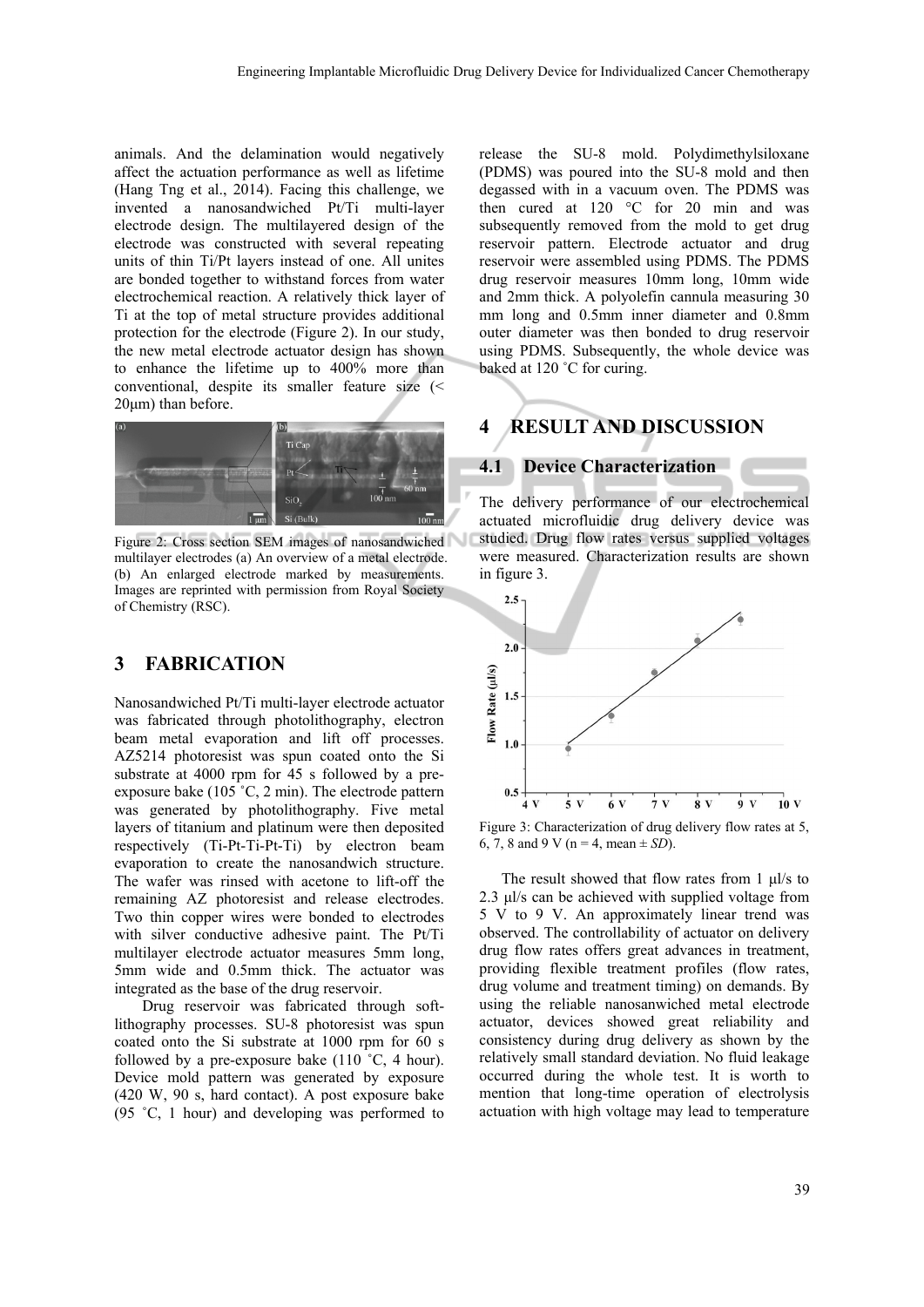animals. And the delamination would negatively affect the actuation performance as well as lifetime (Hang Tng et al., 2014). Facing this challenge, we invented a nanosandwiched Pt/Ti multi-layer electrode design. The multilayered design of the electrode was constructed with several repeating units of thin Ti/Pt layers instead of one. All unites are bonded together to withstand forces from water electrochemical reaction. A relatively thick layer of Ti at the top of metal structure provides additional protection for the electrode (Figure 2). In our study, the new metal electrode actuator design has shown to enhance the lifetime up to 400% more than conventional, despite its smaller feature size (< 20μm) than before.

Figure 2: Cross section SEM images of nanosandwiched multilayer electrodes (a) An overview of a metal electrode. (b) An enlarged electrode marked by measurements. Images are reprinted with permission from Royal Society of Chemistry (RSC).

## 3 FABRICATION

Nanosandwiched Pt/Ti multi-layer electrode actuator was fabricated through photolithography, electron beam metal evaporation and lift off processes. AZ5214 photoresist was spun coated onto the Si substrate at 4000 rpm for 45 s followed by a pre-exposure bake (105 ˚C, 2 min). The electrode pattern was generated by photolithography. Five metal layers of titanium and platinum were then deposited respectively (Ti-Pt-Ti-Pt-Ti) by electron beam evaporation to create the nanosandwich structure. The wafer was rinsed with acetone to lift-off the remaining AZ photoresist and release electrodes. Two thin copper wires were bonded to electrodes with silver conductive adhesive paint. The Pt/Ti multilayer electrode actuator measures 5mm long, 5mm wide and 0.5mm thick. The actuator was integrated as the base of the drug reservoir.

Drug reservoir was fabricated through soft-lithography processes. SU-8 photoresist was spun coated onto the Si substrate at 1000 rpm for 60 s followed by a pre-exposure bake (110 ˚C, 4 hour). Device mold pattern was generated by exposure (420 W, 90 s, hard contact). A post exposure bake (95 ˚C, 1 hour) and developing was performed to release the SU-8 mold. Polydimethylsiloxane (PDMS) was poured into the SU-8 mold and then degassed with in a vacuum oven. The PDMS was then cured at 120 °C for 20 min and was subsequently removed from the mold to get drug reservoir pattern. Electrode actuator and drug reservoir were assembled using PDMS. The PDMS drug reservoir measures 10mm long, 10mm wide and 2mm thick. A polyolefin cannula measuring 30 mm long and 0.5mm inner diameter and 0.8mm outer diameter was then bonded to drug reservoir using PDMS. Subsequently, the whole device was baked at 120 ˚C for curing.

## 4 RESULT AND DISCUSSION

### 4.1 Device Characterization

The delivery performance of our electrochemical actuated microfluidic drug delivery device was studied. Drug flow rates versus supplied voltages were measured. Characterization results are shown in figure 3.

Figure 3: Characterization of drug delivery flow rates at 5, 6, 7, 8 and 9 V (n = 4, mean ± *SD*).

The result showed that flow rates from 1 μl/s to 2.3 μl/s can be achieved with supplied voltage from 5 V to 9 V. An approximately linear trend was observed. The controllability of actuator on delivery drug flow rates offers great advances in treatment, providing flexible treatment profiles (flow rates, drug volume and treatment timing) on demands. By using the reliable nanosanwiched metal electrode actuator, devices showed great reliability and consistency during drug delivery as shown by the relatively small standard deviation. No fluid leakage occurred during the whole test. It is worth to mention that long-time operation of electrolysis actuation with high voltage may lead to temperature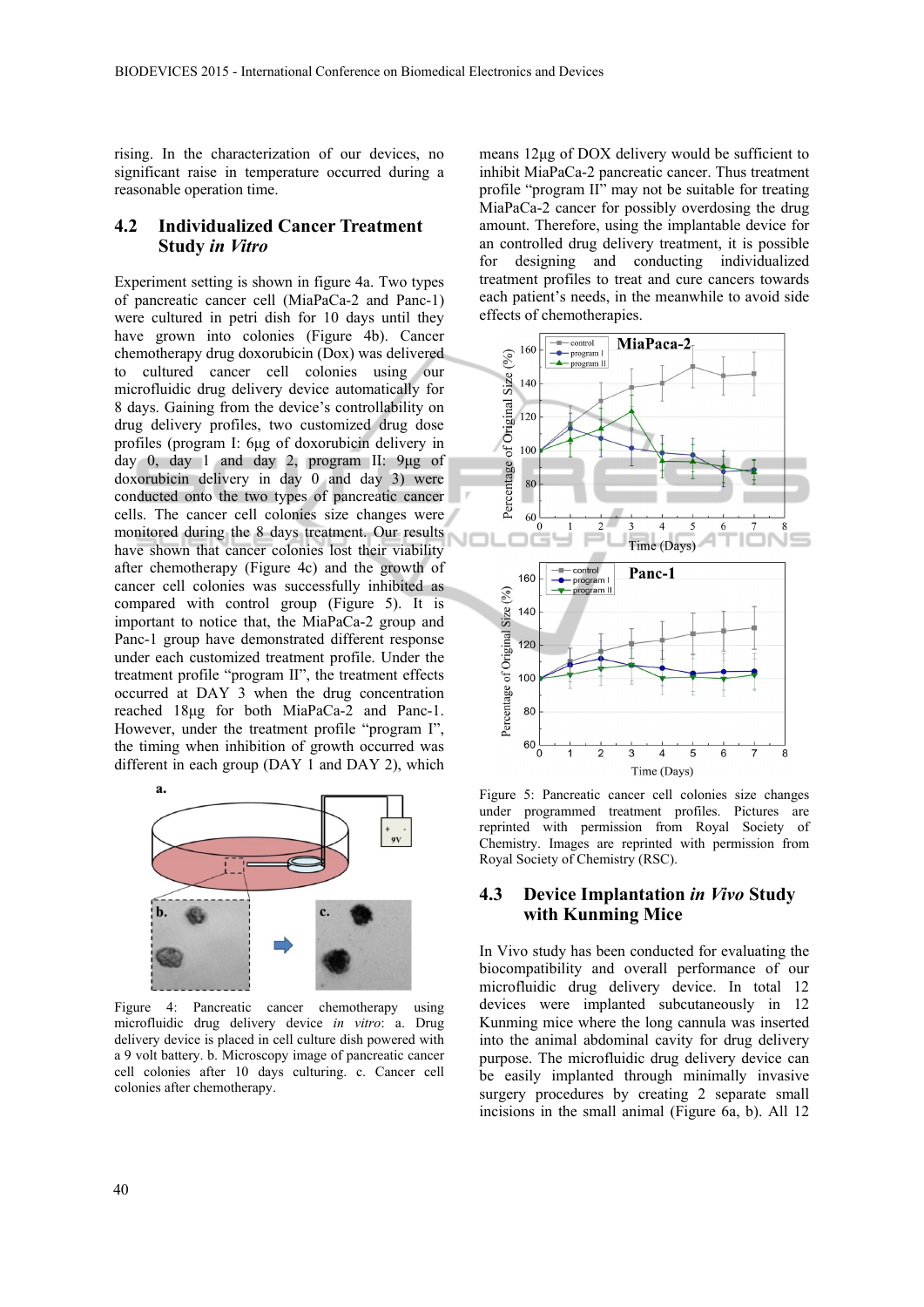rising. In the characterization of our devices, no significant raise in temperature occurred during a reasonable operation time.

### 4.2 Individualized Cancer Treatment Study *in Vitro*

Experiment setting is shown in figure 4a. Two types of pancreatic cancer cell (MiaPaCa-2 and Panc-1) were cultured in petri dish for 10 days until they have grown into colonies (Figure 4b). Cancer chemotherapy drug doxorubicin (Dox) was delivered to cultured cancer cell colonies using our microfluidic drug delivery device automatically for 8 days. Gaining from the device's controllability on drug delivery profiles, two customized drug dose profiles (program I: 6μg of doxorubicin delivery in day 0, day 1 and day 2, program II: 9μg of doxorubicin delivery in day 0 and day 3) were conducted onto the two types of pancreatic cancer cells. The cancer cell colonies size changes were monitored during the 8 days treatment. Our results have shown that cancer colonies lost their viability after chemotherapy (Figure 4c) and the growth of cancer cell colonies was successfully inhibited as compared with control group (Figure 5). It is important to notice that, the MiaPaCa-2 group and Panc-1 group have demonstrated different response under each customized treatment profile. Under the treatment profile "program II", the treatment effects occurred at DAY 3 when the drug concentration reached 18μg for both MiaPaCa-2 and Panc-1. However, under the treatment profile "program I", the timing when inhibition of growth occurred was different in each group (DAY 1 and DAY 2), which means 12μg of DOX delivery would be sufficient to inhibit MiaPaCa-2 pancreatic cancer. Thus treatment profile "program II" may not be suitable for treating MiaPaCa-2 cancer for possibly overdosing the drug amount. Therefore, using the implantable device for an controlled drug delivery treatment, it is possible for designing and conducting individualized treatment profiles to treat and cure cancers towards each patient's needs, in the meanwhile to avoid side effects of chemotherapies.

Figure 4: Pancreatic cancer chemotherapy using microfluidic drug delivery device *in vitro*: a. Drug delivery device is placed in cell culture dish powered with a 9 volt battery. b. Microscopy image of pancreatic cancer cell colonies after 10 days culturing. c. Cancer cell colonies after chemotherapy.

Figure 5: Pancreatic cancer cell colonies size changes under programmed treatment profiles. Pictures are reprinted with permission from Royal Society of Chemistry. Images are reprinted with permission from Royal Society of Chemistry (RSC).

### 4.3 Device Implantation *in Vivo* Study with Kunming Mice

In Vivo study has been conducted for evaluating the biocompatibility and overall performance of our microfluidic drug delivery device. In total 12 devices were implanted subcutaneously in 12 Kunming mice where the long cannula was inserted into the animal abdominal cavity for drug delivery purpose. The microfluidic drug delivery device can be easily implanted through minimally invasive surgery procedures by creating 2 separate small incisions in the small animal (Figure 6a, b). All 12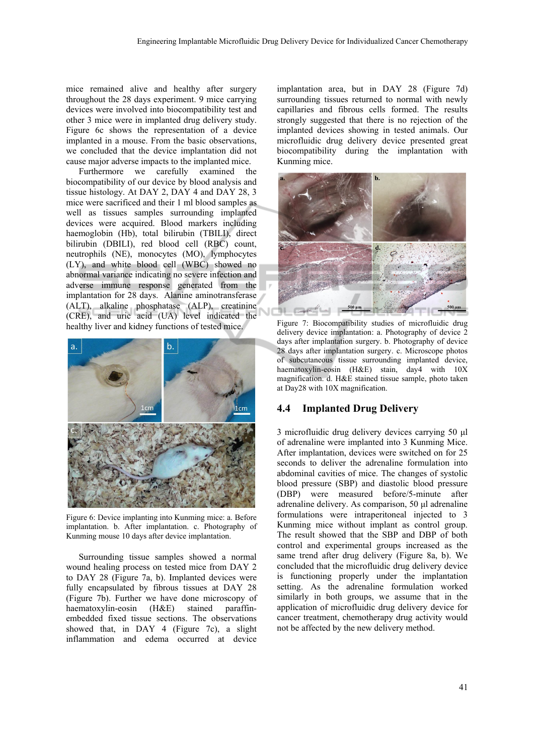mice remained alive and healthy after surgery throughout the 28 days experiment. 9 mice carrying devices were involved into biocompatibility test and other 3 mice were in implanted drug delivery study. Figure 6c shows the representation of a device implanted in a mouse. From the basic observations, we concluded that the device implantation did not cause major adverse impacts to the implanted mice.

Furthermore we carefully examined the biocompatibility of our device by blood analysis and tissue histology. At DAY 2, DAY 4 and DAY 28, 3 mice were sacrificed and their 1 ml blood samples as well as tissues samples surrounding implanted devices were acquired. Blood markers including haemoglobin (Hb), total bilirubin (TBILI), direct bilirubin (DBILI), red blood cell (RBC) count, neutrophils (NE), monocytes (MO), lymphocytes (LY), and white blood cell (WBC) showed no abnormal variance indicating no severe infection and adverse immune response generated from the implantation for 28 days. Alanine aminotransferase (ALT), alkaline phosphatase (ALP), creatinine (CRE), and uric acid (UA) level indicated the healthy liver and kidney functions of tested mice.

Figure 6: Device implanting into Kunming mice: a. Before implantation. b. After implantation. c. Photography of Kunming mouse 10 days after device implantation.

Surrounding tissue samples showed a normal wound healing process on tested mice from DAY 2 to DAY 28 (Figure 7a, b). Implanted devices were fully encapsulated by fibrous tissues at DAY 28 (Figure 7b). Further we have done microscopy of haematoxylin-eosin (H&E) stained paraffin-embedded fixed tissue sections. The observations showed that, in DAY 4 (Figure 7c), a slight inflammation and edema occurred at device implantation area, but in DAY 28 (Figure 7d) surrounding tissues returned to normal with newly capillaries and fibrous cells formed. The results strongly suggested that there is no rejection of the implanted devices showing in tested animals. Our microfluidic drug delivery device presented great biocompatibility during the implantation with Kunming mice.

Figure 7: Biocompatibility studies of microfluidic drug delivery device implantation: a. Photography of device 2 days after implantation surgery. b. Photography of device 28 days after implantation surgery. c. Microscope photos of subcutaneous tissue surrounding implanted device, haematoxylin-eosin (H&E) stain, day4 with 10X magnification. d. H&E stained tissue sample, photo taken at Day28 with 10X magnification.

## 4.4 Implanted Drug Delivery

3 microfluidic drug delivery devices carrying 50 µl of adrenaline were implanted into 3 Kunming Mice. After implantation, devices were switched on for 25 seconds to deliver the adrenaline formulation into abdominal cavities of mice. The changes of systolic blood pressure (SBP) and diastolic blood pressure (DBP) were measured before/5-minute after adrenaline delivery. As comparison, 50 µl adrenaline formulations were intraperitoneal injected to 3 Kunming mice without implant as control group. The result showed that the SBP and DBP of both control and experimental groups increased as the same trend after drug delivery (Figure 8a, b). We concluded that the microfluidic drug delivery device is functioning properly under the implantation setting. As the adrenaline formulation worked similarly in both groups, we assume that in the application of microfluidic drug delivery device for cancer treatment, chemotherapy drug activity would not be affected by the new delivery method.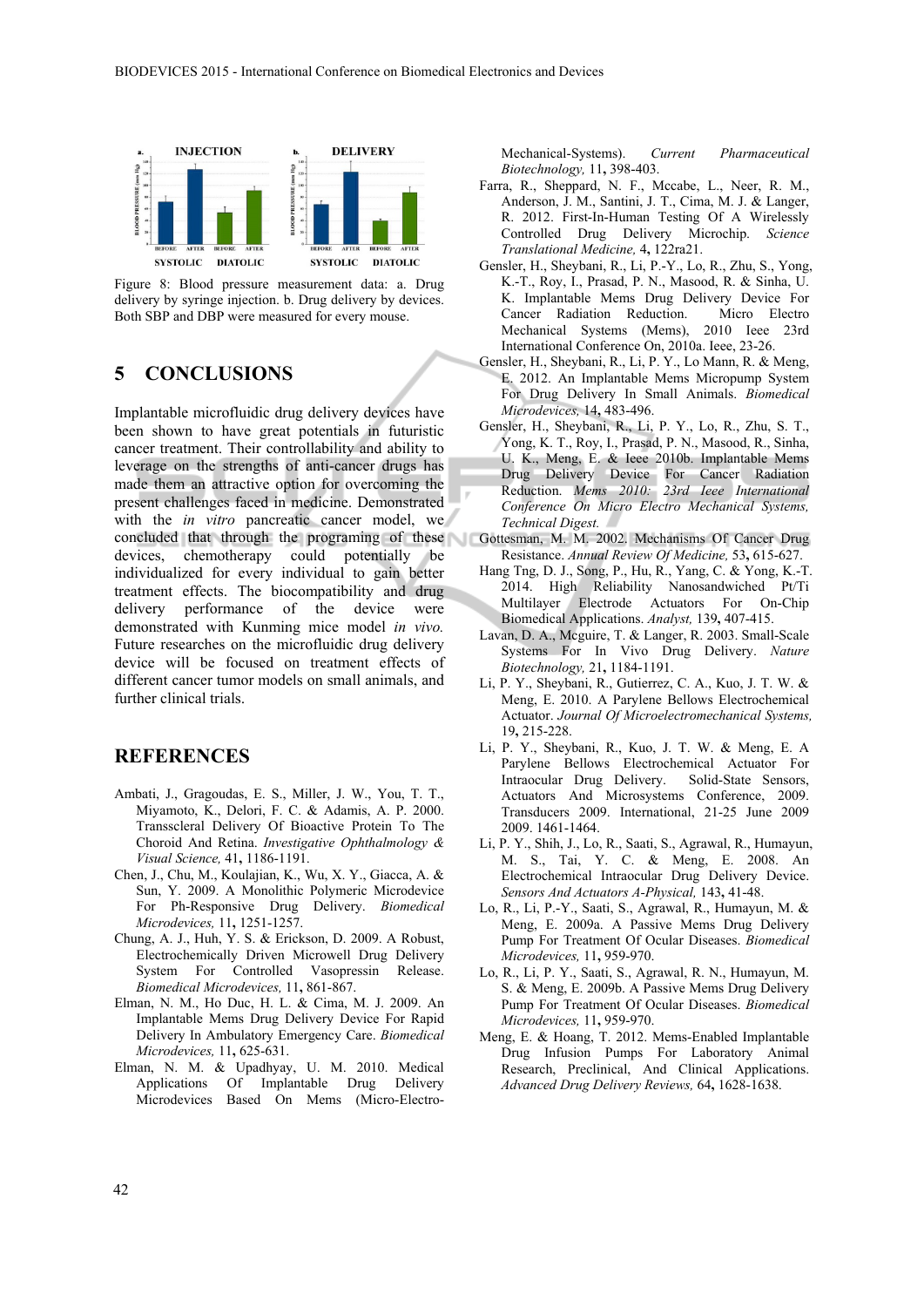Figure 8: Blood pressure measurement data: a. Drug delivery by syringe injection. b. Drug delivery by devices. Both SBP and DBP were measured for every mouse.

## 5 CONCLUSIONS

Implantable microfluidic drug delivery devices have been shown to have great potentials in futuristic cancer treatment. Their controllability and ability to leverage on the strengths of anti-cancer drugs has made them an attractive option for overcoming the present challenges faced in medicine. Demonstrated with the *in vitro* pancreatic cancer model, we concluded that through the programing of these devices, chemotherapy could potentially be individualized for every individual to gain better treatment effects. The biocompatibility and drug delivery performance of the device were demonstrated with Kunming mice model *in vivo.* Future researches on the microfluidic drug delivery device will be focused on treatment effects of different cancer tumor models on small animals, and further clinical trials.

## REFERENCES

Ambati, J., Gragoudas, E. S., Miller, J. W., You, T. T., Miyamoto, K., Delori, F. C. & Adamis, A. P. 2000. Transscleral Delivery Of Bioactive Protein To The Choroid And Retina. *Investigative Ophthalmology & Visual Science,* 41**,** 1186-1191.

Chen, J., Chu, M., Koulajian, K., Wu, X. Y., Giacca, A. & Sun, Y. 2009. A Monolithic Polymeric Microdevice For Ph-Responsive Drug Delivery. *Biomedical Microdevices,* 11**,** 1251-1257.

Chung, A. J., Huh, Y. S. & Erickson, D. 2009. A Robust, Electrochemically Driven Microwell Drug Delivery System For Controlled Vasopressin Release. *Biomedical Microdevices,* 11**,** 861-867.

Elman, N. M., Ho Duc, H. L. & Cima, M. J. 2009. An Implantable Mems Drug Delivery Device For Rapid Delivery In Ambulatory Emergency Care. *Biomedical Microdevices,* 11**,** 625-631.

Elman, N. M. & Upadhyay, U. M. 2010. Medical Applications Of Implantable Drug Delivery Microdevices Based On Mems (Micro-Electro-Mechanical-Systems). *Current Pharmaceutical Biotechnology,* 11**,** 398-403.

Farra, R., Sheppard, N. F., Mccabe, L., Neer, R. M., Anderson, J. M., Santini, J. T., Cima, M. J. & Langer, R. 2012. First-In-Human Testing Of A Wirelessly Controlled Drug Delivery Microchip. *Science Translational Medicine,* 4**,** 122ra21.

Gensler, H., Sheybani, R., Li, P.-Y., Lo, R., Zhu, S., Yong, K.-T., Roy, I., Prasad, P. N., Masood, R. & Sinha, U. K. Implantable Mems Drug Delivery Device For Cancer Radiation Reduction. Micro Electro Mechanical Systems (Mems), 2010 Ieee 23rd International Conference On, 2010a. Ieee, 23-26.

Gensler, H., Sheybani, R., Li, P. Y., Lo Mann, R. & Meng, E. 2012. An Implantable Mems Micropump System For Drug Delivery In Small Animals. *Biomedical Microdevices,* 14**,** 483-496.

Gensler, H., Sheybani, R., Li, P. Y., Lo, R., Zhu, S. T., Yong, K. T., Roy, I., Prasad, P. N., Masood, R., Sinha, U. K., Meng, E. & Ieee 2010b. Implantable Mems Drug Delivery Device For Cancer Radiation Reduction. *Mems 2010: 23rd Ieee International Conference On Micro Electro Mechanical Systems, Technical Digest.*

Gottesman, M. M. 2002. Mechanisms Of Cancer Drug Resistance. *Annual Review Of Medicine,* 53**,** 615-627.

Hang Tng, D. J., Song, P., Hu, R., Yang, C. & Yong, K.-T. 2014. High Reliability Nanosandwiched Pt/Ti Multilayer Electrode Actuators For On-Chip Biomedical Applications. *Analyst,* 139**,** 407-415.

Lavan, D. A., Mcguire, T. & Langer, R. 2003. Small-Scale Systems For In Vivo Drug Delivery. *Nature Biotechnology,* 21**,** 1184-1191.

Li, P. Y., Sheybani, R., Gutierrez, C. A., Kuo, J. T. W. & Meng, E. 2010. A Parylene Bellows Electrochemical Actuator. *Journal Of Microelectromechanical Systems,* 19**,** 215-228.

Li, P. Y., Sheybani, R., Kuo, J. T. W. & Meng, E. A Parylene Bellows Electrochemical Actuator For Intraocular Drug Delivery. Solid-State Sensors, Actuators And Microsystems Conference, 2009. Transducers 2009. International, 21-25 June 2009 2009. 1461-1464.

Li, P. Y., Shih, J., Lo, R., Saati, S., Agrawal, R., Humayun, M. S., Tai, Y. C. & Meng, E. 2008. An Electrochemical Intraocular Drug Delivery Device. *Sensors And Actuators A-Physical,* 143**,** 41-48.

Lo, R., Li, P.-Y., Saati, S., Agrawal, R., Humayun, M. & Meng, E. 2009a. A Passive Mems Drug Delivery Pump For Treatment Of Ocular Diseases. *Biomedical Microdevices,* 11**,** 959-970.

Lo, R., Li, P. Y., Saati, S., Agrawal, R. N., Humayun, M. S. & Meng, E. 2009b. A Passive Mems Drug Delivery Pump For Treatment Of Ocular Diseases. *Biomedical Microdevices,* 11**,** 959-970.

Meng, E. & Hoang, T. 2012. Mems-Enabled Implantable Drug Infusion Pumps For Laboratory Animal Research, Preclinical, And Clinical Applications. *Advanced Drug Delivery Reviews,* 64**,** 1628-1638.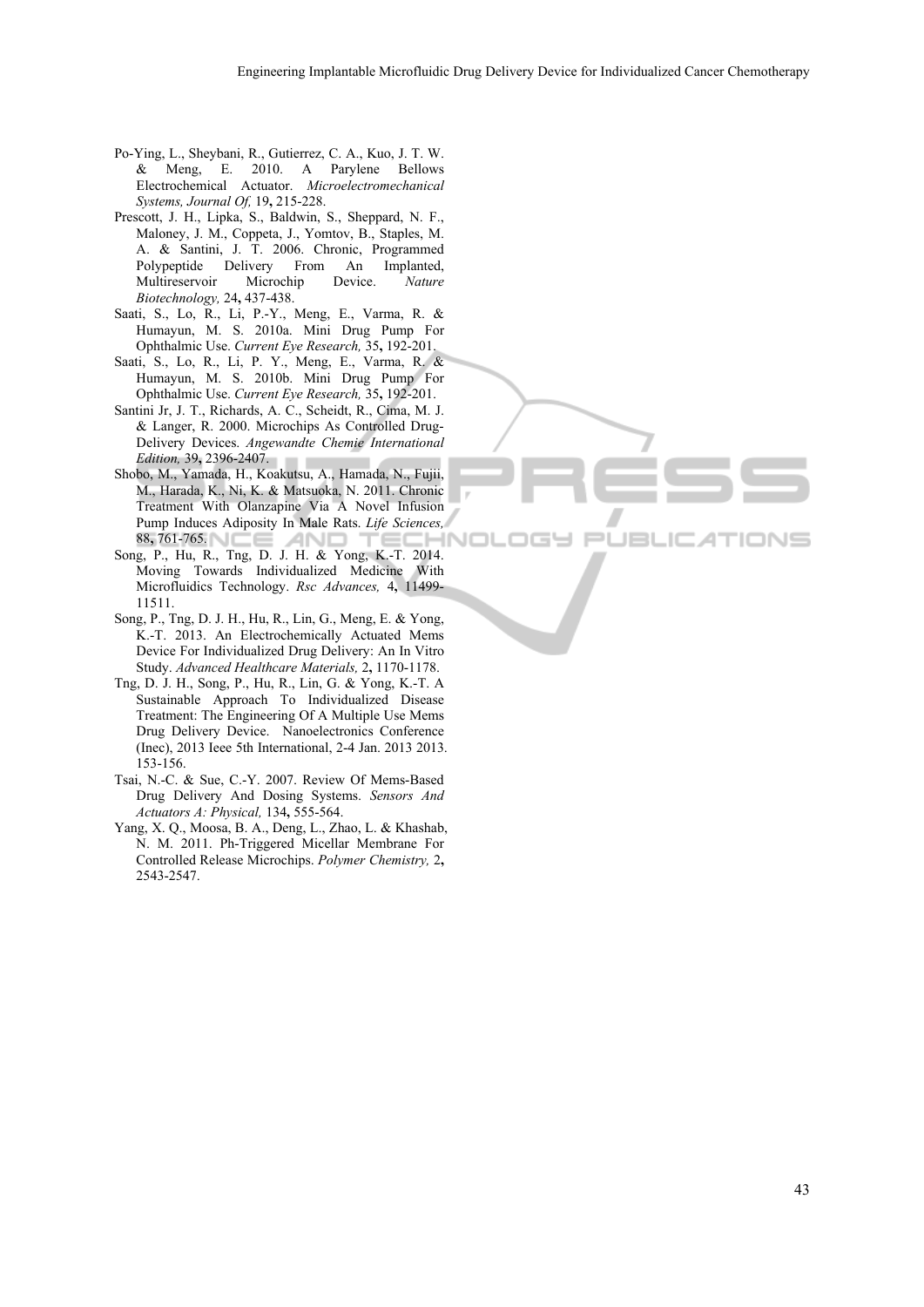Po-Ying, L., Sheybani, R., Gutierrez, C. A., Kuo, J. T. W. & Meng, E. 2010. A Parylene Bellows Electrochemical Actuator. *Microelectromechanical Systems, Journal Of,* 19**,** 215-228.

Prescott, J. H., Lipka, S., Baldwin, S., Sheppard, N. F., Maloney, J. M., Coppeta, J., Yomtov, B., Staples, M. A. & Santini, J. T. 2006. Chronic, Programmed Polypeptide Delivery From An Implanted, Multireservoir Microchip Device. *Nature Biotechnology,* 24**,** 437-438.

Saati, S., Lo, R., Li, P.-Y., Meng, E., Varma, R. & Humayun, M. S. 2010a. Mini Drug Pump For Ophthalmic Use. *Current Eye Research,* 35**,** 192-201.

Saati, S., Lo, R., Li, P. Y., Meng, E., Varma, R. & Humayun, M. S. 2010b. Mini Drug Pump For Ophthalmic Use. *Current Eye Research,* 35**,** 192-201.

Santini Jr, J. T., Richards, A. C., Scheidt, R., Cima, M. J. & Langer, R. 2000. Microchips As Controlled Drug-Delivery Devices. *Angewandte Chemie International Edition,* 39**,** 2396-2407.

Shobo, M., Yamada, H., Koakutsu, A., Hamada, N., Fujii, M., Harada, K., Ni, K. & Matsuoka, N. 2011. Chronic Treatment With Olanzapine Via A Novel Infusion Pump Induces Adiposity In Male Rats. *Life Sciences,* 88**,** 761-765.

Song, P., Hu, R., Tng, D. J. H. & Yong, K.-T. 2014. Moving Towards Individualized Medicine With Microfluidics Technology. *Rsc Advances,* 4**,** 11499-11511.

Song, P., Tng, D. J. H., Hu, R., Lin, G., Meng, E. & Yong, K.-T. 2013. An Electrochemically Actuated Mems Device For Individualized Drug Delivery: An In Vitro Study. *Advanced Healthcare Materials,* 2**,** 1170-1178.

Tng, D. J. H., Song, P., Hu, R., Lin, G. & Yong, K.-T. A Sustainable Approach To Individualized Disease Treatment: The Engineering Of A Multiple Use Mems Drug Delivery Device. Nanoelectronics Conference (Inec), 2013 Ieee 5th International, 2-4 Jan. 2013 2013. 153-156.

Tsai, N.-C. & Sue, C.-Y. 2007. Review Of Mems-Based Drug Delivery And Dosing Systems. *Sensors And Actuators A: Physical,* 134**,** 555-564.

Yang, X. Q., Moosa, B. A., Deng, L., Zhao, L. & Khashab, N. M. 2011. Ph-Triggered Micellar Membrane For Controlled Release Microchips. *Polymer Chemistry,* 2**,** 2543-2547.